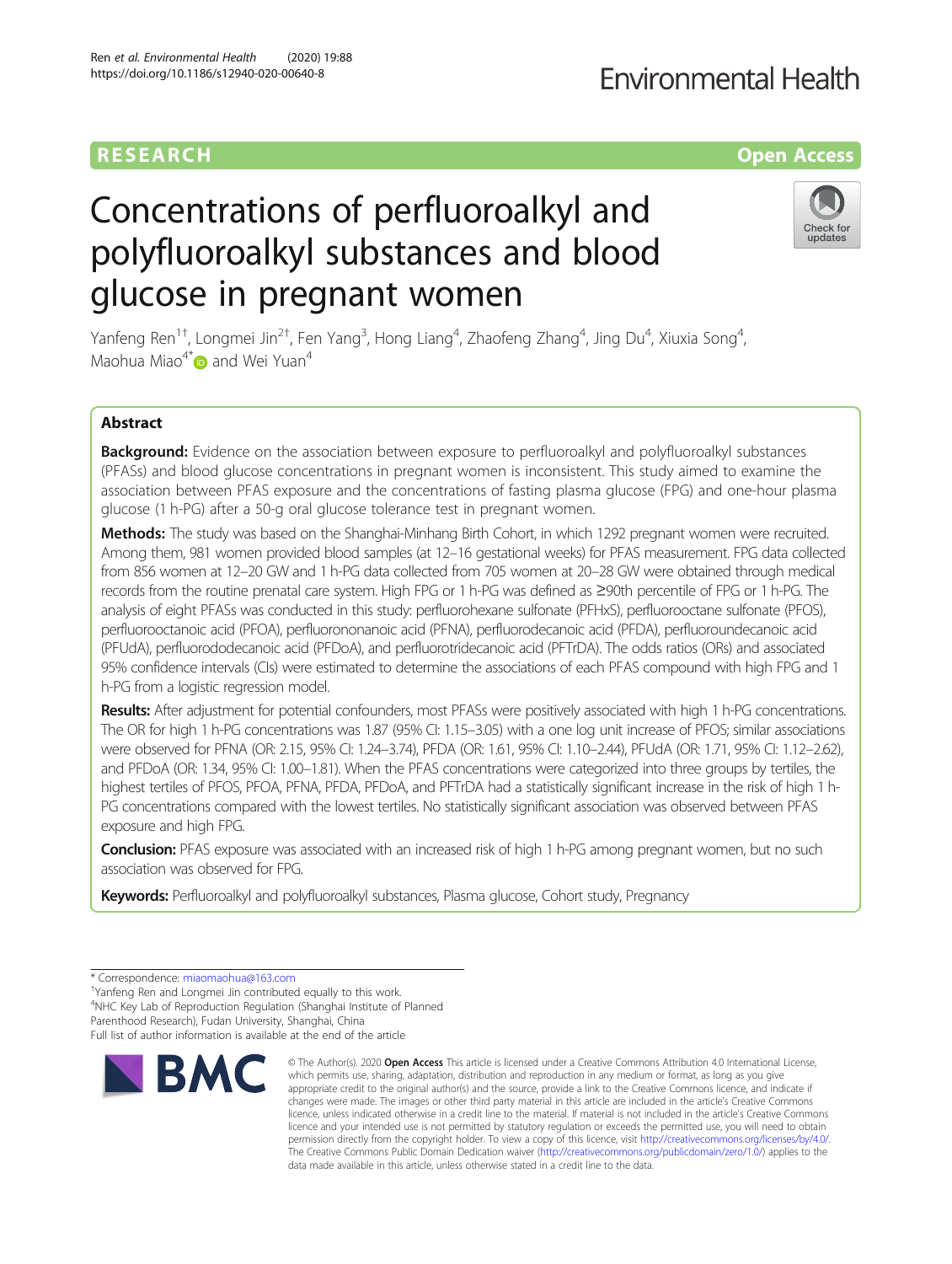# Concentrations of perfluoroalkyl and polyfluoroalkyl substances and blood glucose in pregnant women

Yanfeng Ren[1†], Longmei Jin[2†], Fen Yang[3], Hong Liang[4], Zhaofeng Zhang[4], Jing Du[4], Xiuxia Song[4], Maohua Miao[4*] and Wei Yuan[4]

## Abstract

**Background:** Evidence on the association between exposure to perfluoroalkyl and polyfluoroalkyl substances (PFASs) and blood glucose concentrations in pregnant women is inconsistent. This study aimed to examine the association between PFAS exposure and the concentrations of fasting plasma glucose (FPG) and one-hour plasma glucose (1 h-PG) after a 50-g oral glucose tolerance test in pregnant women.

**Methods:** The study was based on the Shanghai-Minhang Birth Cohort, in which 1292 pregnant women were recruited. Among them, 981 women provided blood samples (at 12–16 gestational weeks) for PFAS measurement. FPG data collected from 856 women at 12–20 GW and 1 h-PG data collected from 705 women at 20–28 GW were obtained through medical records from the routine prenatal care system. High FPG or 1 h-PG was defined as ≥90th percentile of FPG or 1 h-PG. The analysis of eight PFASs was conducted in this study: perfluorohexane sulfonate (PFHxS), perfluorooctane sulfonate (PFOS), perfluorooctanoic acid (PFOA), perfluorononanoic acid (PFNA), perfluorodecanoic acid (PFDA), perfluoroundecanoic acid (PFUdA), perfluorododecanoic acid (PFDoA), and perfluorotridecanoic acid (PFTrDA). The odds ratios (ORs) and associated 95% confidence intervals (CIs) were estimated to determine the associations of each PFAS compound with high FPG and 1 h-PG from a logistic regression model.

**Results:** After adjustment for potential confounders, most PFASs were positively associated with high 1 h-PG concentrations. The OR for high 1 h-PG concentrations was 1.87 (95% CI: 1.15–3.05) with a one log unit increase of PFOS; similar associations were observed for PFNA (OR: 2.15, 95% CI: 1.24–3.74), PFDA (OR: 1.61, 95% CI: 1.10–2.44), PFUdA (OR: 1.71, 95% CI: 1.12–2.62), and PFDoA (OR: 1.34, 95% CI: 1.00–1.81). When the PFAS concentrations were categorized into three groups by tertiles, the highest tertiles of PFOS, PFOA, PFNA, PFDA, PFDoA, and PFTrDA had a statistically significant increase in the risk of high 1 h-PG concentrations compared with the lowest tertiles. No statistically significant association was observed between PFAS exposure and high FPG.

**Conclusion:** PFAS exposure was associated with an increased risk of high 1 h-PG among pregnant women, but no such association was observed for FPG.

**Keywords:** Perfluoroalkyl and polyfluoroalkyl substances, Plasma glucose, Cohort study, Pregnancy

---

\* Correspondence: miaomaohua@163.com

†Yanfeng Ren and Longmei Jin contributed equally to this work.

[4]NHC Key Lab of Reproduction Regulation (Shanghai Institute of Planned Parenthood Research), Fudan University, Shanghai, China

Full list of author information is available at the end of the article

© The Author(s). 2020 **Open Access** This article is licensed under a Creative Commons Attribution 4.0 International License, which permits use, sharing, adaptation, distribution and reproduction in any medium or format, as long as you give appropriate credit to the original author(s) and the source, provide a link to the Creative Commons licence, and indicate if changes were made. The images or other third party material in this article are included in the article's Creative Commons licence, unless indicated otherwise in a credit line to the material. If material is not included in the article's Creative Commons licence and your intended use is not permitted by statutory regulation or exceeds the permitted use, you will need to obtain permission directly from the copyright holder. To view a copy of this licence, visit http://creativecommons.org/licenses/by/4.0/. The Creative Commons Public Domain Dedication waiver (http://creativecommons.org/publicdomain/zero/1.0/) applies to the data made available in this article, unless otherwise stated in a credit line to the data.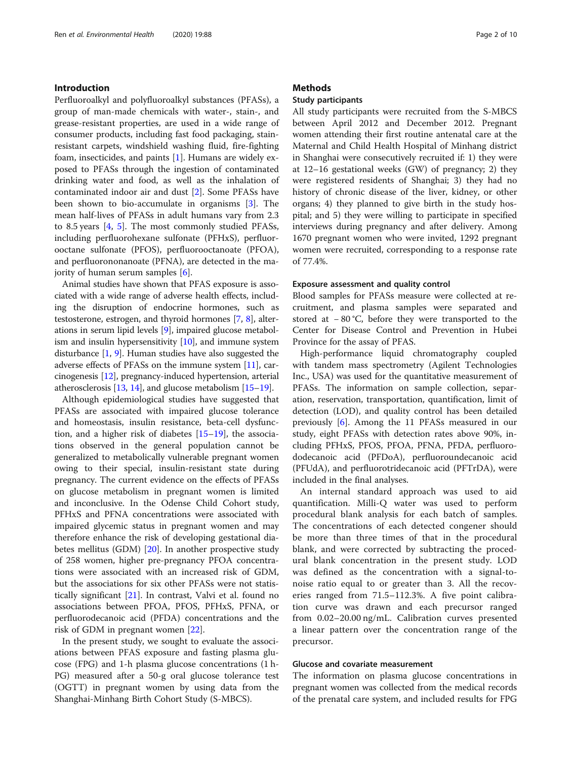## Introduction

Perfluoroalkyl and polyfluoroalkyl substances (PFASs), a group of man-made chemicals with water-, stain-, and grease-resistant properties, are used in a wide range of consumer products, including fast food packaging, stain-resistant carpets, windshield washing fluid, fire-fighting foam, insecticides, and paints [1]. Humans are widely exposed to PFASs through the ingestion of contaminated drinking water and food, as well as the inhalation of contaminated indoor air and dust [2]. Some PFASs have been shown to bio-accumulate in organisms [3]. The mean half-lives of PFASs in adult humans vary from 2.3 to 8.5 years [4, 5]. The most commonly studied PFASs, including perfluorohexane sulfonate (PFHxS), perfluorooctane sulfonate (PFOS), perfluorooctanoate (PFOA), and perfluorononanoate (PFNA), are detected in the majority of human serum samples [6].

Animal studies have shown that PFAS exposure is associated with a wide range of adverse health effects, including the disruption of endocrine hormones, such as testosterone, estrogen, and thyroid hormones [7, 8], alterations in serum lipid levels [9], impaired glucose metabolism and insulin hypersensitivity [10], and immune system disturbance [1, 9]. Human studies have also suggested the adverse effects of PFASs on the immune system [11], carcinogenesis [12], pregnancy-induced hypertension, arterial atherosclerosis [13, 14], and glucose metabolism [15–19].

Although epidemiological studies have suggested that PFASs are associated with impaired glucose tolerance and homeostasis, insulin resistance, beta-cell dysfunction, and a higher risk of diabetes [15–19], the associations observed in the general population cannot be generalized to metabolically vulnerable pregnant women owing to their special, insulin-resistant state during pregnancy. The current evidence on the effects of PFASs on glucose metabolism in pregnant women is limited and inconclusive. In the Odense Child Cohort study, PFHxS and PFNA concentrations were associated with impaired glycemic status in pregnant women and may therefore enhance the risk of developing gestational diabetes mellitus (GDM) [20]. In another prospective study of 258 women, higher pre-pregnancy PFOA concentrations were associated with an increased risk of GDM, but the associations for six other PFASs were not statistically significant [21]. In contrast, Valvi et al. found no associations between PFOA, PFOS, PFHxS, PFNA, or perfluorodecanoic acid (PFDA) concentrations and the risk of GDM in pregnant women [22].

In the present study, we sought to evaluate the associations between PFAS exposure and fasting plasma glucose (FPG) and 1-h plasma glucose concentrations (1 h-PG) measured after a 50-g oral glucose tolerance test (OGTT) in pregnant women by using data from the Shanghai-Minhang Birth Cohort Study (S-MBCS).

## Methods

### Study participants

All study participants were recruited from the S-MBCS between April 2012 and December 2012. Pregnant women attending their first routine antenatal care at the Maternal and Child Health Hospital of Minhang district in Shanghai were consecutively recruited if: 1) they were at 12–16 gestational weeks (GW) of pregnancy; 2) they were registered residents of Shanghai; 3) they had no history of chronic disease of the liver, kidney, or other organs; 4) they planned to give birth in the study hospital; and 5) they were willing to participate in specified interviews during pregnancy and after delivery. Among 1670 pregnant women who were invited, 1292 pregnant women were recruited, corresponding to a response rate of 77.4%.

### Exposure assessment and quality control

Blood samples for PFASs measure were collected at recruitment, and plasma samples were separated and stored at − 80 °C, before they were transported to the Center for Disease Control and Prevention in Hubei Province for the assay of PFAS.

High-performance liquid chromatography coupled with tandem mass spectrometry (Agilent Technologies Inc., USA) was used for the quantitative measurement of PFASs. The information on sample collection, separation, reservation, transportation, quantification, limit of detection (LOD), and quality control has been detailed previously [6]. Among the 11 PFASs measured in our study, eight PFASs with detection rates above 90%, including PFHxS, PFOS, PFOA, PFNA, PFDA, perfluorododecanoic acid (PFDoA), perfluoroundecanoic acid (PFUdA), and perfluorotridecanoic acid (PFTrDA), were included in the final analyses.

An internal standard approach was used to aid quantification. Milli-Q water was used to perform procedural blank analysis for each batch of samples. The concentrations of each detected congener should be more than three times of that in the procedural blank, and were corrected by subtracting the procedural blank concentration in the present study. LOD was defined as the concentration with a signal-to-noise ratio equal to or greater than 3. All the recoveries ranged from 71.5–112.3%. A five point calibration curve was drawn and each precursor ranged from 0.02–20.00 ng/mL. Calibration curves presented a linear pattern over the concentration range of the precursor.

### Glucose and covariate measurement

The information on plasma glucose concentrations in pregnant women was collected from the medical records of the prenatal care system, and included results for FPG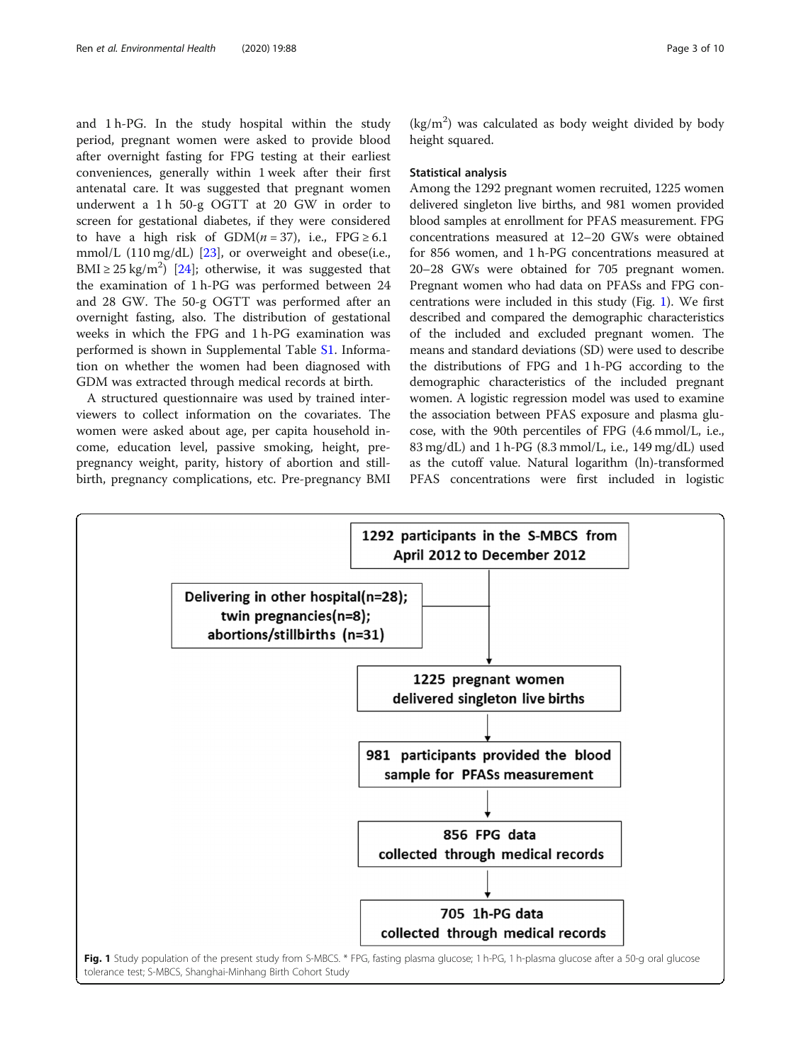and 1 h-PG. In the study hospital within the study period, pregnant women were asked to provide blood after overnight fasting for FPG testing at their earliest conveniences, generally within 1 week after their first antenatal care. It was suggested that pregnant women underwent a 1 h 50-g OGTT at 20 GW in order to screen for gestational diabetes, if they were considered to have a high risk of GDM($n = 37$), i.e., FPG ≥ 6.1 mmol/L (110 mg/dL) [23], or overweight and obese(i.e., BMI ≥ 25 kg/m$^2$) [24]; otherwise, it was suggested that the examination of 1 h-PG was performed between 24 and 28 GW. The 50-g OGTT was performed after an overnight fasting, also. The distribution of gestational weeks in which the FPG and 1 h-PG examination was performed is shown in Supplemental Table S1. Information on whether the women had been diagnosed with GDM was extracted through medical records at birth.

A structured questionnaire was used by trained interviewers to collect information on the covariates. The women were asked about age, per capita household income, education level, passive smoking, height, pre-pregnancy weight, parity, history of abortion and stillbirth, pregnancy complications, etc. Pre-pregnancy BMI (kg/m$^2$) was calculated as body weight divided by body height squared.

### Statistical analysis

Among the 1292 pregnant women recruited, 1225 women delivered singleton live births, and 981 women provided blood samples at enrollment for PFAS measurement. FPG concentrations measured at 12–20 GWs were obtained for 856 women, and 1 h-PG concentrations measured at 20–28 GWs were obtained for 705 pregnant women. Pregnant women who had data on PFASs and FPG concentrations were included in this study (Fig. 1). We first described and compared the demographic characteristics of the included and excluded pregnant women. The means and standard deviations (SD) were used to describe the distributions of FPG and 1 h-PG according to the demographic characteristics of the included pregnant women. A logistic regression model was used to examine the association between PFAS exposure and plasma glucose, with the 90th percentiles of FPG (4.6 mmol/L, i.e., 83 mg/dL) and 1 h-PG (8.3 mmol/L, i.e., 149 mg/dL) used as the cutoff value. Natural logarithm (ln)-transformed PFAS concentrations were first included in logistic

1292 participants in the S-MBCS from April 2012 to December 2012

Delivering in other hospital(n=28); twin pregnancies(n=8); abortions/stillbirths (n=31)

1225 pregnant women delivered singleton live births

981 participants provided the blood sample for PFASs measurement

856 FPG data collected through medical records

705 1h-PG data collected through medical records

**Fig. 1** Study population of the present study from S-MBCS. * FPG, fasting plasma glucose; 1 h-PG, 1 h-plasma glucose after a 50-g oral glucose tolerance test; S-MBCS, Shanghai-Minhang Birth Cohort Study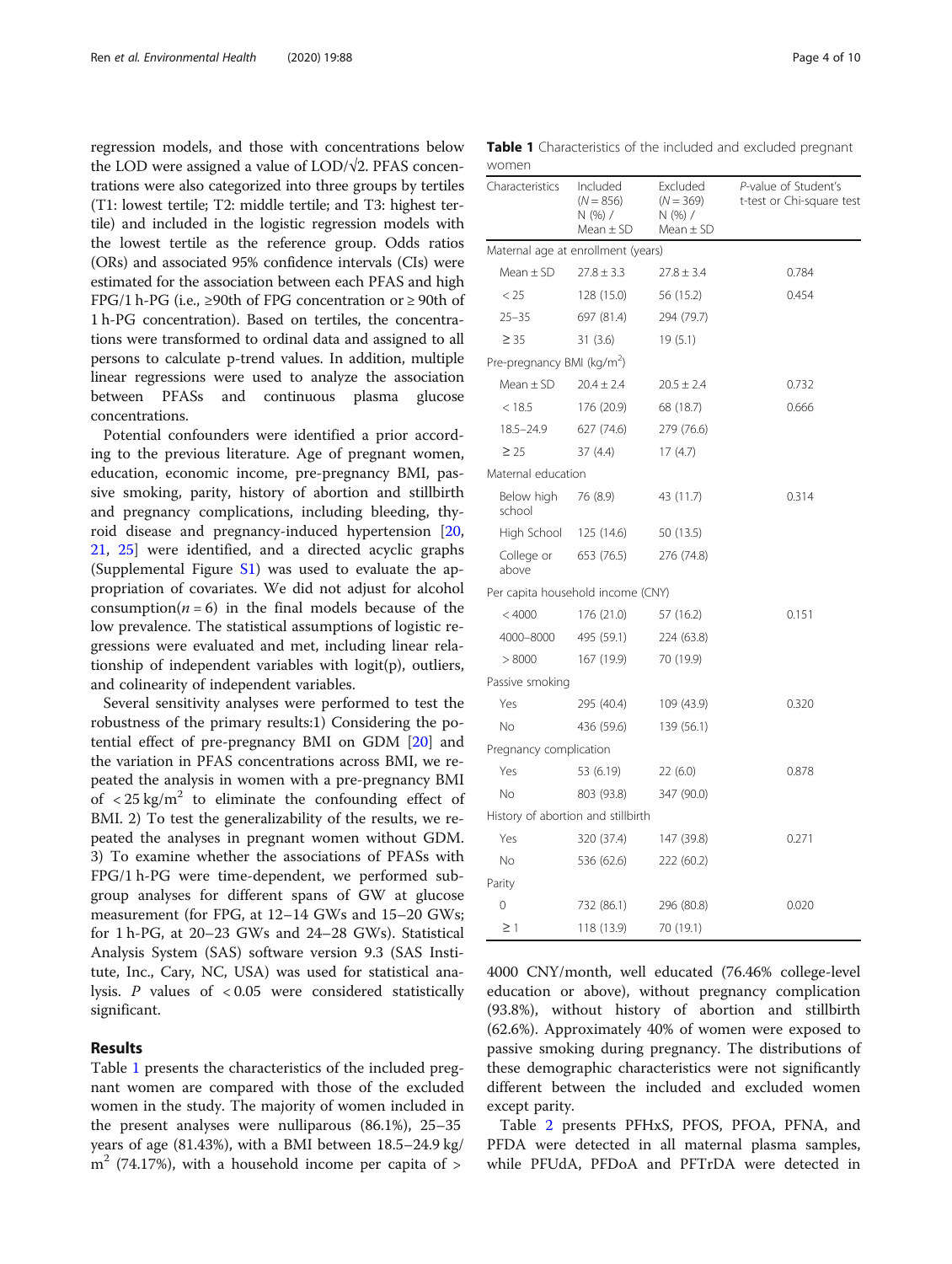regression models, and those with concentrations below the LOD were assigned a value of LOD/√2. PFAS concentrations were also categorized into three groups by tertiles (T1: lowest tertile; T2: middle tertile; and T3: highest tertile) and included in the logistic regression models with the lowest tertile as the reference group. Odds ratios (ORs) and associated 95% confidence intervals (CIs) were estimated for the association between each PFAS and high FPG/1 h-PG (i.e., ≥90th of FPG concentration or ≥ 90th of 1 h-PG concentration). Based on tertiles, the concentrations were transformed to ordinal data and assigned to all persons to calculate p-trend values. In addition, multiple linear regressions were used to analyze the association between PFASs and continuous plasma glucose concentrations.

Potential confounders were identified a prior according to the previous literature. Age of pregnant women, education, economic income, pre-pregnancy BMI, passive smoking, parity, history of abortion and stillbirth and pregnancy complications, including bleeding, thyroid disease and pregnancy-induced hypertension [20, 21, 25] were identified, and a directed acyclic graphs (Supplemental Figure S1) was used to evaluate the appropriation of covariates. We did not adjust for alcohol consumption($n = 6$) in the final models because of the low prevalence. The statistical assumptions of logistic regressions were evaluated and met, including linear relationship of independent variables with logit(p), outliers, and colinearity of independent variables.

Several sensitivity analyses were performed to test the robustness of the primary results:1) Considering the potential effect of pre-pregnancy BMI on GDM [20] and the variation in PFAS concentrations across BMI, we repeated the analysis in women with a pre-pregnancy BMI of $< 25\ \mathrm{kg/m^2}$ to eliminate the confounding effect of BMI. 2) To test the generalizability of the results, we repeated the analyses in pregnant women without GDM. 3) To examine whether the associations of PFASs with FPG/1 h-PG were time-dependent, we performed subgroup analyses for different spans of GW at glucose measurement (for FPG, at 12–14 GWs and 15–20 GWs; for 1 h-PG, at 20–23 GWs and 24–28 GWs). Statistical Analysis System (SAS) software version 9.3 (SAS Institute, Inc., Cary, NC, USA) was used for statistical analysis. $P$ values of $< 0.05$ were considered statistically significant.

## Results

Table 1 presents the characteristics of the included pregnant women are compared with those of the excluded women in the study. The majority of women included in the present analyses were nulliparous (86.1%), 25–35 years of age (81.43%), with a BMI between 18.5–24.9 kg/m$^2$ (74.17%), with a household income per capita of > 4000 CNY/month, well educated (76.46% college-level education or above), without pregnancy complication (93.8%), without history of abortion and stillbirth (62.6%). Approximately 40% of women were exposed to passive smoking during pregnancy. The distributions of these demographic characteristics were not significantly different between the included and excluded women except parity.

Table 2 presents PFHxS, PFOS, PFOA, PFNA, and PFDA were detected in all maternal plasma samples, while PFUdA, PFDoA and PFTrDA were detected in

**Table 1** Characteristics of the included and excluded pregnant women

| Characteristics | Included ($N = 856$) N (%) / Mean ± SD | Excluded ($N = 369$) N (%) / Mean ± SD | P-value of Student's t-test or Chi-square test |
|---|---|---|---|
| Maternal age at enrollment (years) | | | |
| Mean ± SD | 27.8 ± 3.3 | 27.8 ± 3.4 | 0.784 |
| < 25 | 128 (15.0) | 56 (15.2) | 0.454 |
| 25–35 | 697 (81.4) | 294 (79.7) | |
| ≥ 35 | 31 (3.6) | 19 (5.1) | |
| Pre-pregnancy BMI (kg/m$^2$) | | | |
| Mean ± SD | 20.4 ± 2.4 | 20.5 ± 2.4 | 0.732 |
| < 18.5 | 176 (20.9) | 68 (18.7) | 0.666 |
| 18.5–24.9 | 627 (74.6) | 279 (76.6) | |
| ≥ 25 | 37 (4.4) | 17 (4.7) | |
| Maternal education | | | |
| Below high school | 76 (8.9) | 43 (11.7) | 0.314 |
| High School | 125 (14.6) | 50 (13.5) | |
| College or above | 653 (76.5) | 276 (74.8) | |
| Per capita household income (CNY) | | | |
| < 4000 | 176 (21.0) | 57 (16.2) | 0.151 |
| 4000–8000 | 495 (59.1) | 224 (63.8) | |
| > 8000 | 167 (19.9) | 70 (19.9) | |
| Passive smoking | | | |
| Yes | 295 (40.4) | 109 (43.9) | 0.320 |
| No | 436 (59.6) | 139 (56.1) | |
| Pregnancy complication | | | |
| Yes | 53 (6.19) | 22 (6.0) | 0.878 |
| No | 803 (93.8) | 347 (90.0) | |
| History of abortion and stillbirth | | | |
| Yes | 320 (37.4) | 147 (39.8) | 0.271 |
| No | 536 (62.6) | 222 (60.2) | |
| Parity | | | |
| 0 | 732 (86.1) | 296 (80.8) | 0.020 |
| ≥ 1 | 118 (13.9) | 70 (19.1) | |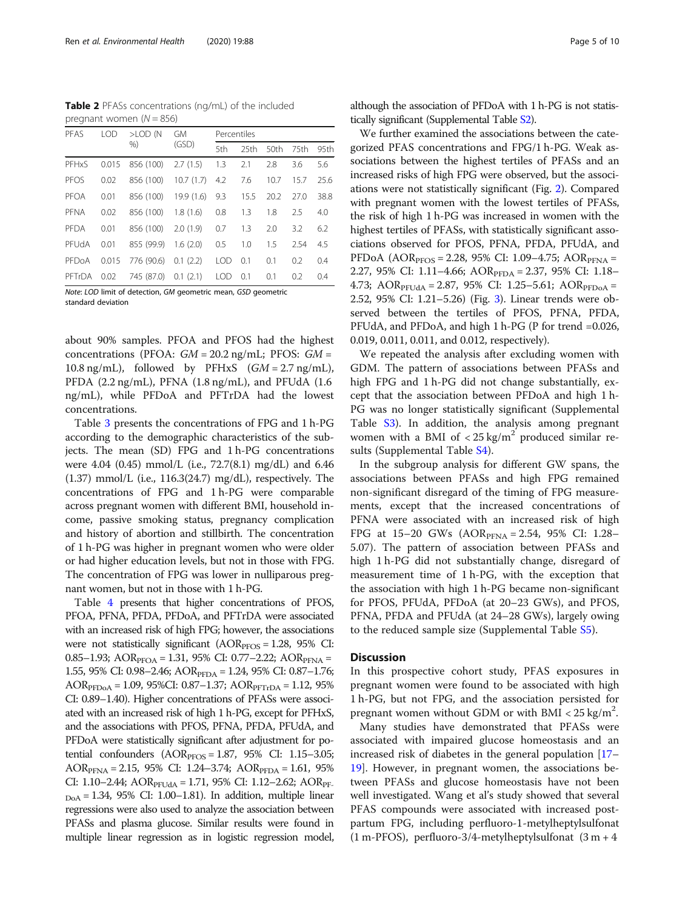**Table 2** PFASs concentrations (ng/mL) of the included pregnant women ($N = 856$)

| PFAS | LOD | >LOD (N %) | GM (GSD) | Percentiles | | | | |
|---|---|---|---|---|---|---|---|---|
| | | | | 5th | 25th | 50th | 75th | 95th |
| PFHxS | 0.015 | 856 (100) | 2.7 (1.5) | 1.3 | 2.1 | 2.8 | 3.6 | 5.6 |
| PFOS | 0.02 | 856 (100) | 10.7 (1.7) | 4.2 | 7.6 | 10.7 | 15.7 | 25.6 |
| PFOA | 0.01 | 856 (100) | 19.9 (1.6) | 9.3 | 15.5 | 20.2 | 27.0 | 38.8 |
| PFNA | 0.02 | 856 (100) | 1.8 (1.6) | 0.8 | 1.3 | 1.8 | 2.5 | 4.0 |
| PFDA | 0.01 | 856 (100) | 2.0 (1.9) | 0.7 | 1.3 | 2.0 | 3.2 | 6.2 |
| PFUdA | 0.01 | 855 (99.9) | 1.6 (2.0) | 0.5 | 1.0 | 1.5 | 2.54 | 4.5 |
| PFDoA | 0.015 | 776 (90.6) | 0.1 (2.2) | LOD | 0.1 | 0.1 | 0.2 | 0.4 |
| PFTrDA | 0.02 | 745 (87.0) | 0.1 (2.1) | LOD | 0.1 | 0.1 | 0.2 | 0.4 |

*Note*: *LOD* limit of detection, *GM* geometric mean, *GSD* geometric standard deviation

about 90% samples. PFOA and PFOS had the highest concentrations (PFOA: *GM* = 20.2 ng/mL; PFOS: *GM* = 10.8 ng/mL), followed by PFHxS (*GM* = 2.7 ng/mL), PFDA (2.2 ng/mL), PFNA (1.8 ng/mL), and PFUdA (1.6 ng/mL), while PFDoA and PFTrDA had the lowest concentrations.

Table 3 presents the concentrations of FPG and 1 h-PG according to the demographic characteristics of the subjects. The mean (SD) FPG and 1 h-PG concentrations were 4.04 (0.45) mmol/L (i.e., 72.7(8.1) mg/dL) and 6.46 (1.37) mmol/L (i.e., 116.3(24.7) mg/dL), respectively. The concentrations of FPG and 1 h-PG were comparable across pregnant women with different BMI, household income, passive smoking status, pregnancy complication and history of abortion and stillbirth. The concentration of 1 h-PG was higher in pregnant women who were older or had higher education levels, but not in those with FPG. The concentration of FPG was lower in nulliparous pregnant women, but not in those with 1 h-PG.

Table 4 presents that higher concentrations of PFOS, PFOA, PFNA, PFDA, PFDoA, and PFTrDA were associated with an increased risk of high FPG; however, the associations were not statistically significant ($AOR_{PFOS} = 1.28$, 95% CI: 0.85–1.93; $AOR_{PFOA} = 1.31$, 95% CI: 0.77–2.22; $AOR_{PFNA} = 1.55$, 95% CI: 0.98–2.46; $AOR_{PFDA} = 1.24$, 95% CI: 0.87–1.76; $AOR_{PFDoA} = 1.09$, 95%CI: 0.87–1.37; $AOR_{PFTrDA} = 1.12$, 95% CI: 0.89–1.40). Higher concentrations of PFASs were associated with an increased risk of high 1 h-PG, except for PFHxS, and the associations with PFOS, PFNA, PFDA, PFUdA, and PFDoA were statistically significant after adjustment for potential confounders ($AOR_{PFOS} = 1.87$, 95% CI: 1.15–3.05; $AOR_{PFNA} = 2.15$, 95% CI: 1.24–3.74; $AOR_{PFDA} = 1.61$, 95% CI: 1.10–2.44; $AOR_{PFUdA} = 1.71$, 95% CI: 1.12–2.62; $AOR_{PFDoA} = 1.34$, 95% CI: 1.00–1.81). In addition, multiple linear regressions were also used to analyze the association between PFASs and plasma glucose. Similar results were found in multiple linear regression as in logistic regression model, although the association of PFDoA with 1 h-PG is not statistically significant (Supplemental Table S2).

We further examined the associations between the categorized PFAS concentrations and FPG/1 h-PG. Weak associations between the highest tertiles of PFASs and an increased risks of high FPG were observed, but the associations were not statistically significant (Fig. 2). Compared with pregnant women with the lowest tertiles of PFASs, the risk of high 1 h-PG was increased in women with the highest tertiles of PFASs, with statistically significant associations observed for PFOS, PFNA, PFDA, PFUdA, and PFDoA ($AOR_{PFOS} = 2.28$, 95% CI: 1.09–4.75; $AOR_{PFNA} = 2.27$, 95% CI: 1.11–4.66; $AOR_{PFDA} = 2.37$, 95% CI: 1.18–4.73; $AOR_{PFUdA} = 2.87$, 95% CI: 1.25–5.61; $AOR_{PFDoA} = 2.52$, 95% CI: 1.21–5.26) (Fig. 3). Linear trends were observed between the tertiles of PFOS, PFNA, PFDA, PFUdA, and PFDoA, and high 1 h-PG (P for trend =0.026, 0.019, 0.011, 0.011, and 0.012, respectively).

We repeated the analysis after excluding women with GDM. The pattern of associations between PFASs and high FPG and 1 h-PG did not change substantially, except that the association between PFDoA and high 1 h-PG was no longer statistically significant (Supplemental Table S3). In addition, the analysis among pregnant women with a BMI of < 25 kg/m$^2$ produced similar results (Supplemental Table S4).

In the subgroup analysis for different GW spans, the associations between PFASs and high FPG remained non-significant disregard of the timing of FPG measurements, except that the increased concentrations of PFNA were associated with an increased risk of high FPG at 15–20 GWs ($AOR_{PFNA} = 2.54$, 95% CI: 1.28–5.07). The pattern of association between PFASs and high 1 h-PG did not substantially change, disregard of measurement time of 1 h-PG, with the exception that the association with high 1 h-PG became non-significant for PFOS, PFUdA, PFDoA (at 20–23 GWs), and PFOS, PFNA, PFDA and PFUdA (at 24–28 GWs), largely owing to the reduced sample size (Supplemental Table S5).

## Discussion

In this prospective cohort study, PFAS exposures in pregnant women were found to be associated with high 1 h-PG, but not FPG, and the association persisted for pregnant women without GDM or with BMI < 25 kg/m$^2$.

Many studies have demonstrated that PFASs were associated with impaired glucose homeostasis and an increased risk of diabetes in the general population [17–19]. However, in pregnant women, the associations between PFASs and glucose homeostasis have not been well investigated. Wang et al's study showed that several PFAS compounds were associated with increased postpartum FPG, including perfluoro-1-metylheptylsulfonat (1 m-PFOS), perfluoro-3/4-metylheptylsulfonat (3 m + 4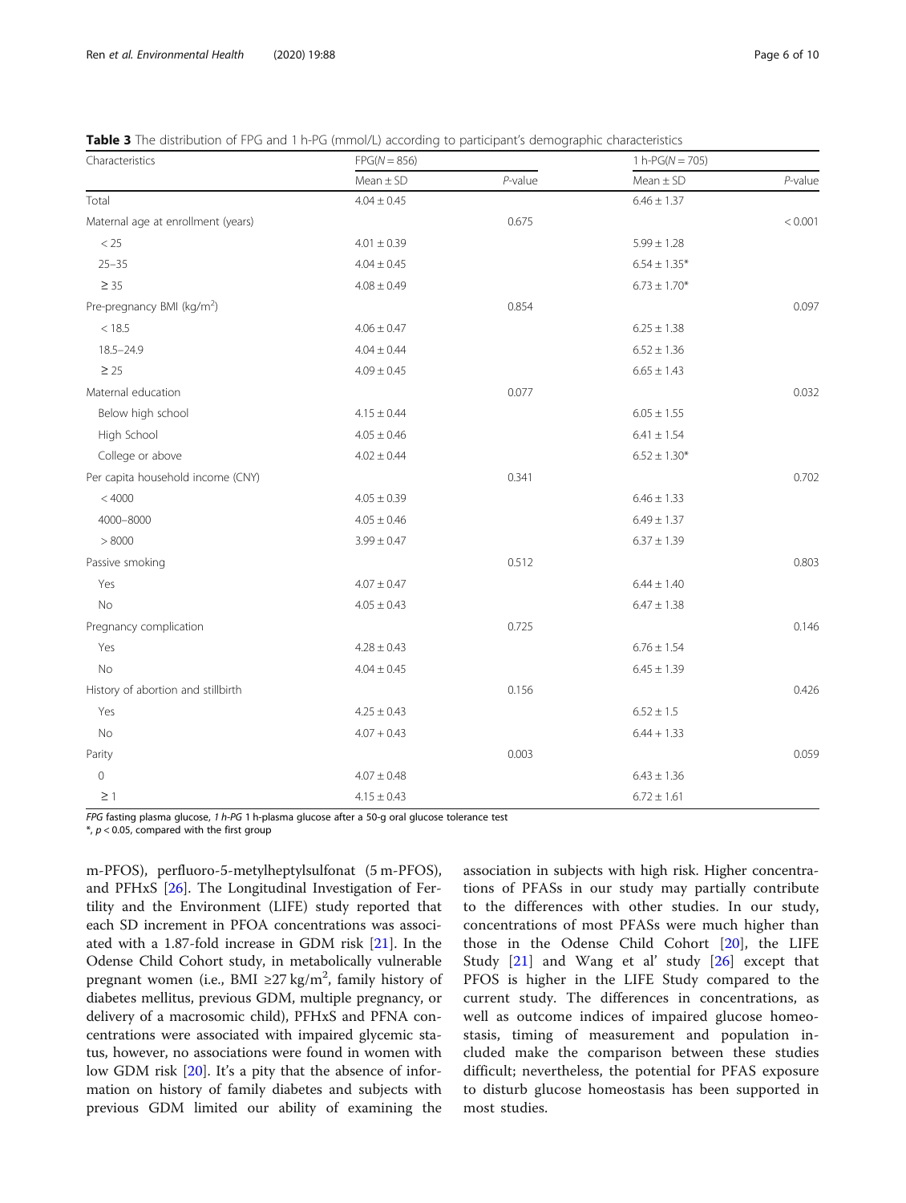**Table 3** The distribution of FPG and 1 h-PG (mmol/L) according to participant's demographic characteristics

| Characteristics | FPG(N = 856) | | 1 h-PG(N = 705) | |
|---|---|---|---|---|
| | Mean ± SD | P-value | Mean ± SD | P-value |
| Total | 4.04 ± 0.45 | | 6.46 ± 1.37 | |
| Maternal age at enrollment (years) | | 0.675 | | < 0.001 |
| < 25 | 4.01 ± 0.39 | | 5.99 ± 1.28 | |
| 25–35 | 4.04 ± 0.45 | | 6.54 ± 1.35* | |
| ≥ 35 | 4.08 ± 0.49 | | 6.73 ± 1.70* | |
| Pre-pregnancy BMI (kg/m²) | | 0.854 | | 0.097 |
| < 18.5 | 4.06 ± 0.47 | | 6.25 ± 1.38 | |
| 18.5–24.9 | 4.04 ± 0.44 | | 6.52 ± 1.36 | |
| ≥ 25 | 4.09 ± 0.45 | | 6.65 ± 1.43 | |
| Maternal education | | 0.077 | | 0.032 |
| Below high school | 4.15 ± 0.44 | | 6.05 ± 1.55 | |
| High School | 4.05 ± 0.46 | | 6.41 ± 1.54 | |
| College or above | 4.02 ± 0.44 | | 6.52 ± 1.30* | |
| Per capita household income (CNY) | | 0.341 | | 0.702 |
| < 4000 | 4.05 ± 0.39 | | 6.46 ± 1.33 | |
| 4000–8000 | 4.05 ± 0.46 | | 6.49 ± 1.37 | |
| > 8000 | 3.99 ± 0.47 | | 6.37 ± 1.39 | |
| Passive smoking | | 0.512 | | 0.803 |
| Yes | 4.07 ± 0.47 | | 6.44 ± 1.40 | |
| No | 4.05 ± 0.43 | | 6.47 ± 1.38 | |
| Pregnancy complication | | 0.725 | | 0.146 |
| Yes | 4.28 ± 0.43 | | 6.76 ± 1.54 | |
| No | 4.04 ± 0.45 | | 6.45 ± 1.39 | |
| History of abortion and stillbirth | | 0.156 | | 0.426 |
| Yes | 4.25 ± 0.43 | | 6.52 ± 1.5 | |
| No | 4.07 + 0.43 | | 6.44 + 1.33 | |
| Parity | | 0.003 | | 0.059 |
| 0 | 4.07 ± 0.48 | | 6.43 ± 1.36 | |
| ≥ 1 | 4.15 ± 0.43 | | 6.72 ± 1.61 | |

*FPG* fasting plasma glucose, *1 h-PG* 1 h-plasma glucose after a 50-g oral glucose tolerance test
*, $p < 0.05$, compared with the first group

m-PFOS), perfluoro-5-metylheptylsulfonat (5 m-PFOS), and PFHxS [26]. The Longitudinal Investigation of Fertility and the Environment (LIFE) study reported that each SD increment in PFOA concentrations was associated with a 1.87-fold increase in GDM risk [21]. In the Odense Child Cohort study, in metabolically vulnerable pregnant women (i.e., BMI ≥27 kg/m², family history of diabetes mellitus, previous GDM, multiple pregnancy, or delivery of a macrosomic child), PFHxS and PFNA concentrations were associated with impaired glycemic status, however, no associations were found in women with low GDM risk [20]. It's a pity that the absence of information on history of family diabetes and subjects with previous GDM limited our ability of examining the association in subjects with high risk. Higher concentrations of PFASs in our study may partially contribute to the differences with other studies. In our study, concentrations of most PFASs were much higher than those in the Odense Child Cohort [20], the LIFE Study [21] and Wang et al' study [26] except that PFOS is higher in the LIFE Study compared to the current study. The differences in concentrations, as well as outcome indices of impaired glucose homeostasis, timing of measurement and population included make the comparison between these studies difficult; nevertheless, the potential for PFAS exposure to disturb glucose homeostasis has been supported in most studies.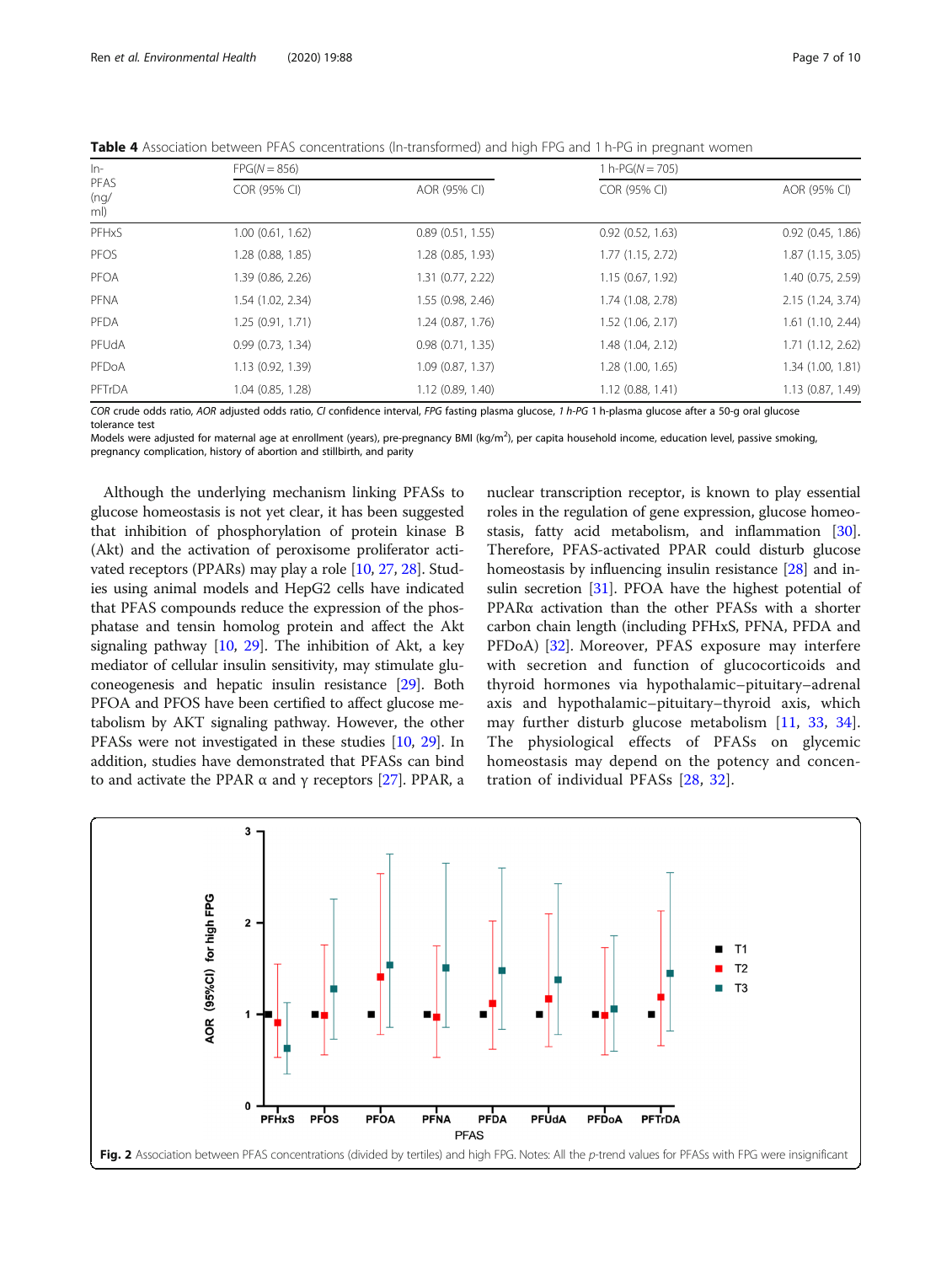**Table 4** Association between PFAS concentrations (ln-transformed) and high FPG and 1 h-PG in pregnant women

| ln-PFAS (ng/ml) | FPG(N = 856) | | 1 h-PG(N = 705) | |
|---|---|---|---|---|
| | COR (95% CI) | AOR (95% CI) | COR (95% CI) | AOR (95% CI) |
| PFHxS | 1.00 (0.61, 1.62) | 0.89 (0.51, 1.55) | 0.92 (0.52, 1.63) | 0.92 (0.45, 1.86) |
| PFOS | 1.28 (0.88, 1.85) | 1.28 (0.85, 1.93) | 1.77 (1.15, 2.72) | 1.87 (1.15, 3.05) |
| PFOA | 1.39 (0.86, 2.26) | 1.31 (0.77, 2.22) | 1.15 (0.67, 1.92) | 1.40 (0.75, 2.59) |
| PFNA | 1.54 (1.02, 2.34) | 1.55 (0.98, 2.46) | 1.74 (1.08, 2.78) | 2.15 (1.24, 3.74) |
| PFDA | 1.25 (0.91, 1.71) | 1.24 (0.87, 1.76) | 1.52 (1.06, 2.17) | 1.61 (1.10, 2.44) |
| PFUdA | 0.99 (0.73, 1.34) | 0.98 (0.71, 1.35) | 1.48 (1.04, 2.12) | 1.71 (1.12, 2.62) |
| PFDoA | 1.13 (0.92, 1.39) | 1.09 (0.87, 1.37) | 1.28 (1.00, 1.65) | 1.34 (1.00, 1.81) |
| PFTrDA | 1.04 (0.85, 1.28) | 1.12 (0.89, 1.40) | 1.12 (0.88, 1.41) | 1.13 (0.87, 1.49) |

*COR* crude odds ratio, *AOR* adjusted odds ratio, *CI* confidence interval, *FPG* fasting plasma glucose, *1 h-PG* 1 h-plasma glucose after a 50-g oral glucose tolerance test

Models were adjusted for maternal age at enrollment (years), pre-pregnancy BMI (kg/m$^2$), per capita household income, education level, passive smoking, pregnancy complication, history of abortion and stillbirth, and parity

Although the underlying mechanism linking PFASs to glucose homeostasis is not yet clear, it has been suggested that inhibition of phosphorylation of protein kinase B (Akt) and the activation of peroxisome proliferator activated receptors (PPARs) may play a role [10, 27, 28]. Studies using animal models and HepG2 cells have indicated that PFAS compounds reduce the expression of the phosphatase and tensin homolog protein and affect the Akt signaling pathway [10, 29]. The inhibition of Akt, a key mediator of cellular insulin sensitivity, may stimulate gluconeogenesis and hepatic insulin resistance [29]. Both PFOA and PFOS have been certified to affect glucose metabolism by AKT signaling pathway. However, the other PFASs were not investigated in these studies [10, 29]. In addition, studies have demonstrated that PFASs can bind to and activate the PPAR α and γ receptors [27]. PPAR, a nuclear transcription receptor, is known to play essential roles in the regulation of gene expression, glucose homeostasis, fatty acid metabolism, and inflammation [30]. Therefore, PFAS-activated PPAR could disturb glucose homeostasis by influencing insulin resistance [28] and insulin secretion [31]. PFOA have the highest potential of PPARα activation than the other PFASs with a shorter carbon chain length (including PFHxS, PFNA, PFDA and PFDoA) [32]. Moreover, PFAS exposure may interfere with secretion and function of glucocorticoids and thyroid hormones via hypothalamic–pituitary–adrenal axis and hypothalamic–pituitary–thyroid axis, which may further disturb glucose metabolism [11, 33, 34]. The physiological effects of PFASs on glycemic homeostasis may depend on the potency and concentration of individual PFASs [28, 32].

**Fig. 2** Association between PFAS concentrations (divided by tertiles) and high FPG. Notes: All the *p*-trend values for PFASs with FPG were insignificant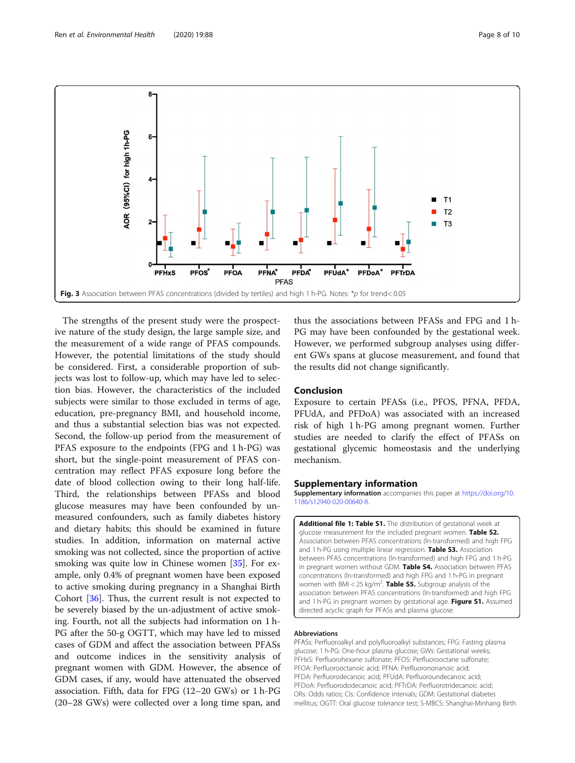Fig. 3 Association between PFAS concentrations (divided by tertiles) and high 1 h-PG. Notes: *p for trend< 0.05

The strengths of the present study were the prospective nature of the study design, the large sample size, and the measurement of a wide range of PFAS compounds. However, the potential limitations of the study should be considered. First, a considerable proportion of subjects was lost to follow-up, which may have led to selection bias. However, the characteristics of the included subjects were similar to those excluded in terms of age, education, pre-pregnancy BMI, and household income, and thus a substantial selection bias was not expected. Second, the follow-up period from the measurement of PFAS exposure to the endpoints (FPG and 1 h-PG) was short, but the single-point measurement of PFAS concentration may reflect PFAS exposure long before the date of blood collection owing to their long half-life. Third, the relationships between PFASs and blood glucose measures may have been confounded by unmeasured confounders, such as family diabetes history and dietary habits; this should be examined in future studies. In addition, information on maternal active smoking was not collected, since the proportion of active smoking was quite low in Chinese women [35]. For example, only 0.4% of pregnant women have been exposed to active smoking during pregnancy in a Shanghai Birth Cohort [36]. Thus, the current result is not expected to be severely biased by the un-adjustment of active smoking. Fourth, not all the subjects had information on 1 h-PG after the 50-g OGTT, which may have led to missed cases of GDM and affect the association between PFASs and outcome indices in the sensitivity analysis of pregnant women with GDM. However, the absence of GDM cases, if any, would have attenuated the observed association. Fifth, data for FPG (12–20 GWs) or 1 h-PG (20–28 GWs) were collected over a long time span, and thus the associations between PFASs and FPG and 1 h-PG may have been confounded by the gestational week. However, we performed subgroup analyses using different GWs spans at glucose measurement, and found that the results did not change significantly.

## Conclusion

Exposure to certain PFASs (i.e., PFOS, PFNA, PFDA, PFUdA, and PFDoA) was associated with an increased risk of high 1 h-PG among pregnant women. Further studies are needed to clarify the effect of PFASs on gestational glycemic homeostasis and the underlying mechanism.

## Supplementary information

**Supplementary information** accompanies this paper at https://doi.org/10.1186/s12940-020-00640-8.

**Additional file 1: Table S1.** The distribution of gestational week at glucose measurement for the included pregnant women. **Table S2.** Association between PFAS concentrations (ln-transformed) and high FPG and 1 h-PG using multiple linear regression. **Table S3.** Association between PFAS concentrations (ln-transformed) and high FPG and 1 h-PG in pregnant women without GDM. **Table S4.** Association between PFAS concentrations (ln-transformed) and high FPG and 1 h-PG in pregnant women with BMI < 25 kg/m$^2$. **Table S5.** Subgroup analysis of the association between PFAS concentrations (ln-transformed) and high FPG and 1 h-PG in pregnant women by gestational age. **Figure S1.** Assumed directed acyclic graph for PFASs and plasma glucose.

#### Abbreviations

PFASs: Perfluoroalkyl and polyfluoroalkyl substances; FPG: Fasting plasma glucose; 1 h-PG: One-hour plasma glucose; GWs: Gestational weeks; PFHxS: Perfluorohexane sulfonate; PFOS: Perfluorooctane sulfonate; PFOA: Perfluorooctanoic acid; PFNA: Perfluorononanoic acid; PFDA: Perfluorodecanoic acid; PFUdA: Perfluoroundecanoic acid; PFDoA: Perfluorododecanoic acid; PFTrDA: Perfluorotridecanoic acid; ORs: Odds ratios; CIs: Confidence intervals; GDM: Gestational diabetes mellitus; OGTT: Oral glucose tolerance test; S-MBCS: Shanghai-Minhang Birth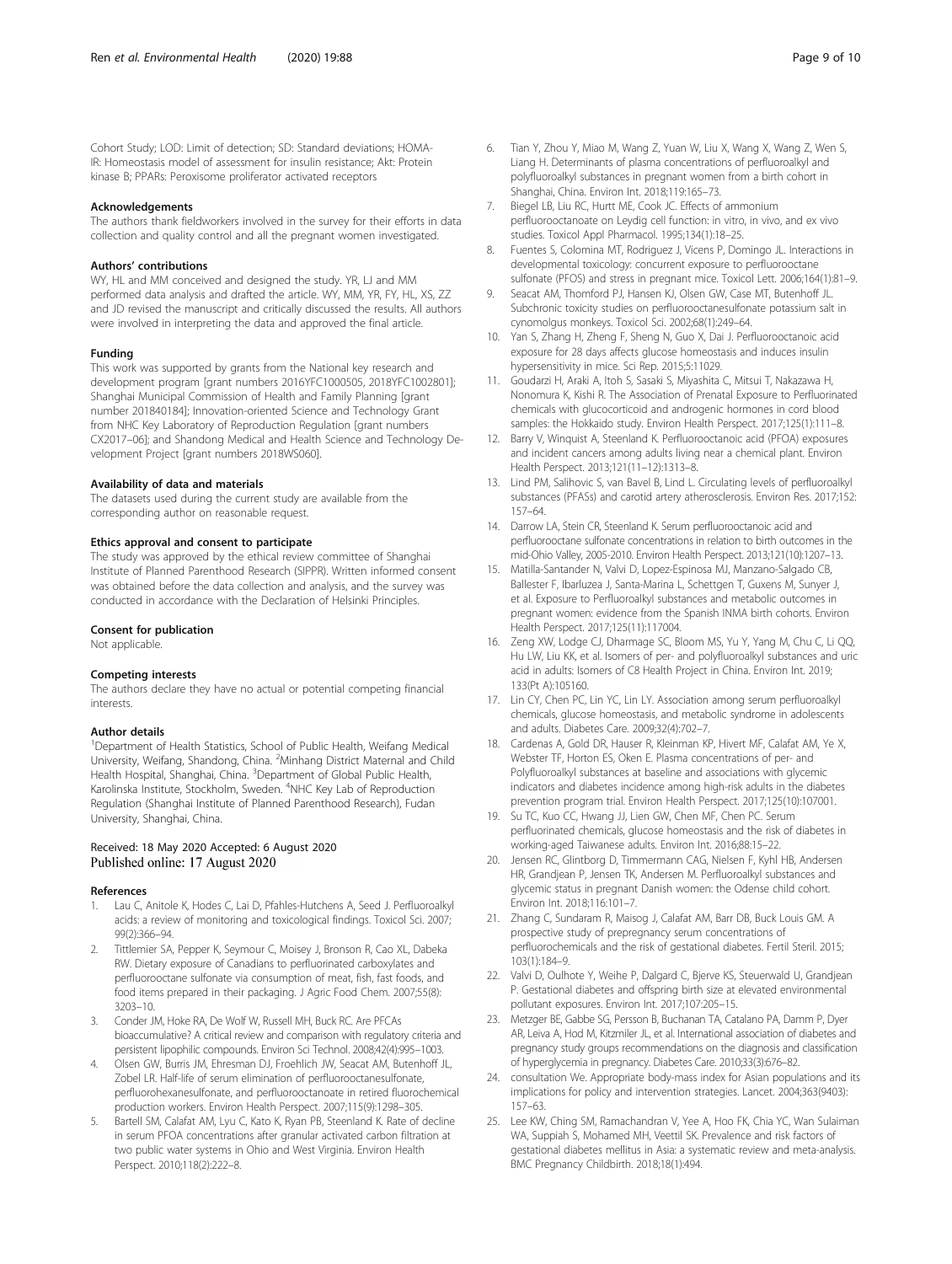Cohort Study; LOD: Limit of detection; SD: Standard deviations; HOMA-IR: Homeostasis model of assessment for insulin resistance; Akt: Protein kinase B; PPARs: Peroxisome proliferator activated receptors

### Acknowledgements

The authors thank fieldworkers involved in the survey for their efforts in data collection and quality control and all the pregnant women investigated.

### Authors' contributions

WY, HL and MM conceived and designed the study. YR, LJ and MM performed data analysis and drafted the article. WY, MM, YR, FY, HL, XS, ZZ and JD revised the manuscript and critically discussed the results. All authors were involved in interpreting the data and approved the final article.

### Funding

This work was supported by grants from the National key research and development program [grant numbers 2016YFC1000505, 2018YFC1002801]; Shanghai Municipal Commission of Health and Family Planning [grant number 201840184]; Innovation-oriented Science and Technology Grant from NHC Key Laboratory of Reproduction Regulation [grant numbers CX2017–06]; and Shandong Medical and Health Science and Technology Development Project [grant numbers 2018WS060].

### Availability of data and materials

The datasets used during the current study are available from the corresponding author on reasonable request.

### Ethics approval and consent to participate

The study was approved by the ethical review committee of Shanghai Institute of Planned Parenthood Research (SIPPR). Written informed consent was obtained before the data collection and analysis, and the survey was conducted in accordance with the Declaration of Helsinki Principles.

### Consent for publication

Not applicable.

### Competing interests

The authors declare they have no actual or potential competing financial interests.

### Author details

[1]Department of Health Statistics, School of Public Health, Weifang Medical University, Weifang, Shandong, China. [2]Minhang District Maternal and Child Health Hospital, Shanghai, China. [3]Department of Global Public Health, Karolinska Institute, Stockholm, Sweden. [4]NHC Key Lab of Reproduction Regulation (Shanghai Institute of Planned Parenthood Research), Fudan University, Shanghai, China.

Received: 18 May 2020 Accepted: 6 August 2020
Published online: 17 August 2020

### References

1. Lau C, Anitole K, Hodes C, Lai D, Pfahles-Hutchens A, Seed J. Perfluoroalkyl acids: a review of monitoring and toxicological findings. Toxicol Sci. 2007; 99(2):366–94.
2. Tittlemier SA, Pepper K, Seymour C, Moisey J, Bronson R, Cao XL, Dabeka RW. Dietary exposure of Canadians to perfluorinated carboxylates and perfluorooctane sulfonate via consumption of meat, fish, fast foods, and food items prepared in their packaging. J Agric Food Chem. 2007;55(8): 3203–10.
3. Conder JM, Hoke RA, De Wolf W, Russell MH, Buck RC. Are PFCAs bioaccumulative? A critical review and comparison with regulatory criteria and persistent lipophilic compounds. Environ Sci Technol. 2008;42(4):995–1003.
4. Olsen GW, Burris JM, Ehresman DJ, Froehlich JW, Seacat AM, Butenhoff JL, Zobel LR. Half-life of serum elimination of perfluorooctanesulfonate, perfluorohexanesulfonate, and perfluorooctanoate in retired fluorochemical production workers. Environ Health Perspect. 2007;115(9):1298–305.
5. Bartell SM, Calafat AM, Lyu C, Kato K, Ryan PB, Steenland K. Rate of decline in serum PFOA concentrations after granular activated carbon filtration at two public water systems in Ohio and West Virginia. Environ Health Perspect. 2010;118(2):222–8.
6. Tian Y, Zhou Y, Miao M, Wang Z, Yuan W, Liu X, Wang X, Wang Z, Wen S, Liang H. Determinants of plasma concentrations of perfluoroalkyl and polyfluoroalkyl substances in pregnant women from a birth cohort in Shanghai, China. Environ Int. 2018;119:165–73.
7. Biegel LB, Liu RC, Hurtt ME, Cook JC. Effects of ammonium perfluorooctanoate on Leydig cell function: in vitro, in vivo, and ex vivo studies. Toxicol Appl Pharmacol. 1995;134(1):18–25.
8. Fuentes S, Colomina MT, Rodriguez J, Vicens P, Domingo JL. Interactions in developmental toxicology: concurrent exposure to perfluorooctane sulfonate (PFOS) and stress in pregnant mice. Toxicol Lett. 2006;164(1):81–9.
9. Seacat AM, Thomford PJ, Hansen KJ, Olsen GW, Case MT, Butenhoff JL. Subchronic toxicity studies on perfluorooctanesulfonate potassium salt in cynomolgus monkeys. Toxicol Sci. 2002;68(1):249–64.
10. Yan S, Zhang H, Zheng F, Sheng N, Guo X, Dai J. Perfluorooctanoic acid exposure for 28 days affects glucose homeostasis and induces insulin hypersensitivity in mice. Sci Rep. 2015;5:11029.
11. Goudarzi H, Araki A, Itoh S, Sasaki S, Miyashita C, Mitsui T, Nakazawa H, Nonomura K, Kishi R. The Association of Prenatal Exposure to Perfluorinated chemicals with glucocorticoid and androgenic hormones in cord blood samples: the Hokkaido study. Environ Health Perspect. 2017;125(1):111–8.
12. Barry V, Winquist A, Steenland K. Perfluorooctanoic acid (PFOA) exposures and incident cancers among adults living near a chemical plant. Environ Health Perspect. 2013;121(11–12):1313–8.
13. Lind PM, Salihovic S, van Bavel B, Lind L. Circulating levels of perfluoroalkyl substances (PFASs) and carotid artery atherosclerosis. Environ Res. 2017;152: 157–64.
14. Darrow LA, Stein CR, Steenland K. Serum perfluorooctanoic acid and perfluorooctane sulfonate concentrations in relation to birth outcomes in the mid-Ohio Valley, 2005-2010. Environ Health Perspect. 2013;121(10):1207–13.
15. Matilla-Santander N, Valvi D, Lopez-Espinosa MJ, Manzano-Salgado CB, Ballester F, Ibarluzea J, Santa-Marina L, Schettgen T, Guxens M, Sunyer J, et al. Exposure to Perfluoroalkyl substances and metabolic outcomes in pregnant women: evidence from the Spanish INMA birth cohorts. Environ Health Perspect. 2017;125(11):117004.
16. Zeng XW, Lodge CJ, Dharmage SC, Bloom MS, Yu Y, Yang M, Chu C, Li QQ, Hu LW, Liu KK, et al. Isomers of per- and polyfluoroalkyl substances and uric acid in adults: Isomers of C8 Health Project in China. Environ Int. 2019; 133(Pt A):105160.
17. Lin CY, Chen PC, Lin YC, Lin LY. Association among serum perfluoroalkyl chemicals, glucose homeostasis, and metabolic syndrome in adolescents and adults. Diabetes Care. 2009;32(4):702–7.
18. Cardenas A, Gold DR, Hauser R, Kleinman KP, Hivert MF, Calafat AM, Ye X, Webster TF, Horton ES, Oken E. Plasma concentrations of per- and Polyfluoroalkyl substances at baseline and associations with glycemic indicators and diabetes incidence among high-risk adults in the diabetes prevention program trial. Environ Health Perspect. 2017;125(10):107001.
19. Su TC, Kuo CC, Hwang JJ, Lien GW, Chen MF, Chen PC. Serum perfluorinated chemicals, glucose homeostasis and the risk of diabetes in working-aged Taiwanese adults. Environ Int. 2016;88:15–22.
20. Jensen RC, Glintborg D, Timmermann CAG, Nielsen F, Kyhl HB, Andersen HR, Grandjean P, Jensen TK, Andersen M. Perfluoroalkyl substances and glycemic status in pregnant Danish women: the Odense child cohort. Environ Int. 2018;116:101–7.
21. Zhang C, Sundaram R, Maisog J, Calafat AM, Barr DB, Buck Louis GM. A prospective study of prepregnancy serum concentrations of perfluorochemicals and the risk of gestational diabetes. Fertil Steril. 2015; 103(1):184–9.
22. Valvi D, Oulhote Y, Weihe P, Dalgard C, Bjerve KS, Steuerwald U, Grandjean P. Gestational diabetes and offspring birth size at elevated environmental pollutant exposures. Environ Int. 2017;107:205–15.
23. Metzger BE, Gabbe SG, Persson B, Buchanan TA, Catalano PA, Damm P, Dyer AR, Leiva A, Hod M, Kitzmiler JL, et al. International association of diabetes and pregnancy study groups recommendations on the diagnosis and classification of hyperglycemia in pregnancy. Diabetes Care. 2010;33(3):676–82.
24. consultation We. Appropriate body-mass index for Asian populations and its implications for policy and intervention strategies. Lancet. 2004;363(9403): 157–63.
25. Lee KW, Ching SM, Ramachandran V, Yee A, Hoo FK, Chia YC, Wan Sulaiman WA, Suppiah S, Mohamed MH, Veettil SK. Prevalence and risk factors of gestational diabetes mellitus in Asia: a systematic review and meta-analysis. BMC Pregnancy Childbirth. 2018;18(1):494.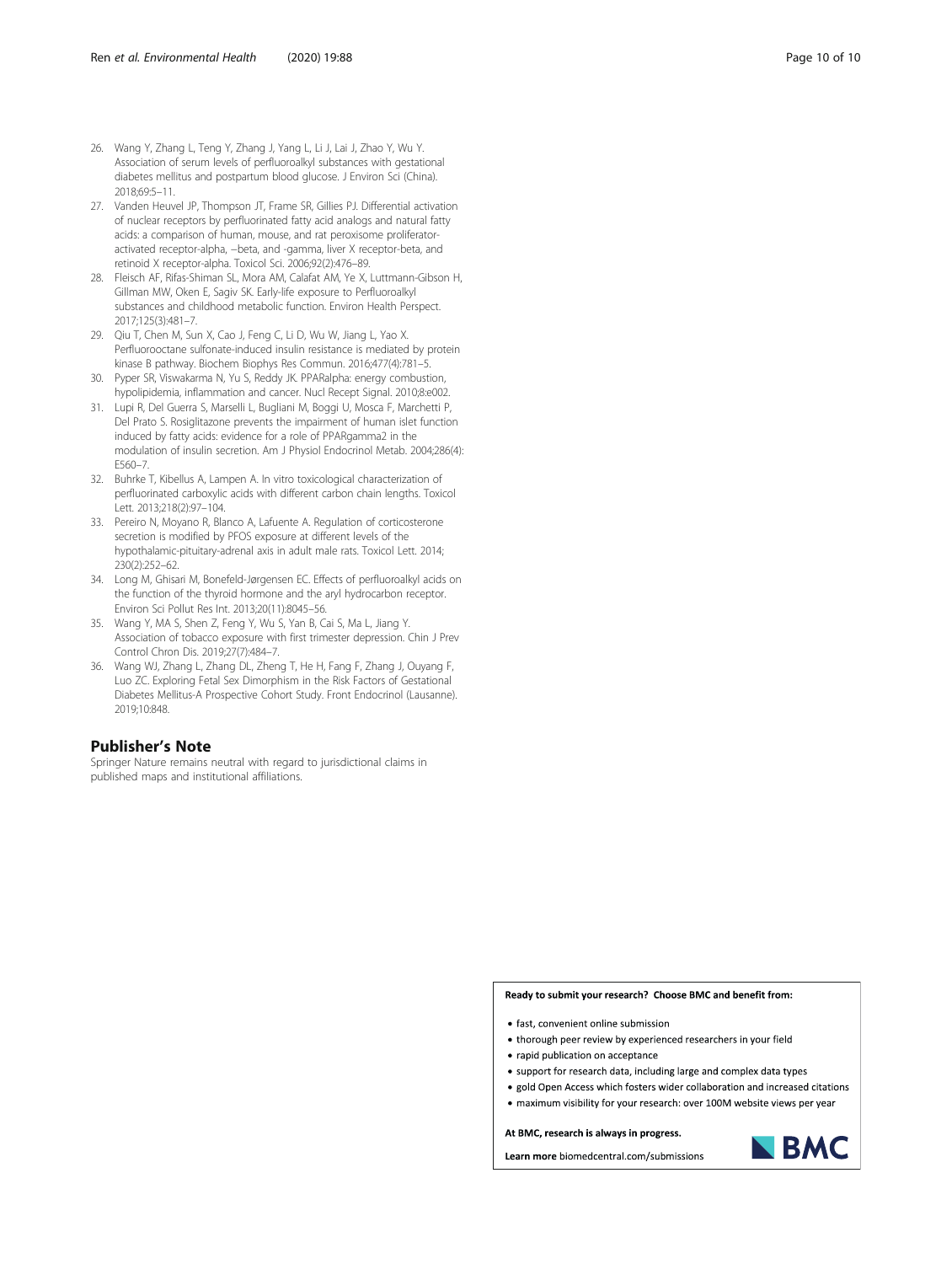26. Wang Y, Zhang L, Teng Y, Zhang J, Yang L, Li J, Lai J, Zhao Y, Wu Y. Association of serum levels of perfluoroalkyl substances with gestational diabetes mellitus and postpartum blood glucose. J Environ Sci (China). 2018;69:5–11.
27. Vanden Heuvel JP, Thompson JT, Frame SR, Gillies PJ. Differential activation of nuclear receptors by perfluorinated fatty acid analogs and natural fatty acids: a comparison of human, mouse, and rat peroxisome proliferator-activated receptor-alpha, −beta, and -gamma, liver X receptor-beta, and retinoid X receptor-alpha. Toxicol Sci. 2006;92(2):476–89.
28. Fleisch AF, Rifas-Shiman SL, Mora AM, Calafat AM, Ye X, Luttmann-Gibson H, Gillman MW, Oken E, Sagiv SK. Early-life exposure to Perfluoroalkyl substances and childhood metabolic function. Environ Health Perspect. 2017;125(3):481–7.
29. Qiu T, Chen M, Sun X, Cao J, Feng C, Li D, Wu W, Jiang L, Yao X. Perfluorooctane sulfonate-induced insulin resistance is mediated by protein kinase B pathway. Biochem Biophys Res Commun. 2016;477(4):781–5.
30. Pyper SR, Viswakarma N, Yu S, Reddy JK. PPARalpha: energy combustion, hypolipidemia, inflammation and cancer. Nucl Recept Signal. 2010;8:e002.
31. Lupi R, Del Guerra S, Marselli L, Bugliani M, Boggi U, Mosca F, Marchetti P, Del Prato S. Rosiglitazone prevents the impairment of human islet function induced by fatty acids: evidence for a role of PPARgamma2 in the modulation of insulin secretion. Am J Physiol Endocrinol Metab. 2004;286(4): E560–7.
32. Buhrke T, Kibellus A, Lampen A. In vitro toxicological characterization of perfluorinated carboxylic acids with different carbon chain lengths. Toxicol Lett. 2013;218(2):97–104.
33. Pereiro N, Moyano R, Blanco A, Lafuente A. Regulation of corticosterone secretion is modified by PFOS exposure at different levels of the hypothalamic-pituitary-adrenal axis in adult male rats. Toxicol Lett. 2014; 230(2):252–62.
34. Long M, Ghisari M, Bonefeld-Jørgensen EC. Effects of perfluoroalkyl acids on the function of the thyroid hormone and the aryl hydrocarbon receptor. Environ Sci Pollut Res Int. 2013;20(11):8045–56.
35. Wang Y, MA S, Shen Z, Feng Y, Wu S, Yan B, Cai S, Ma L, Jiang Y. Association of tobacco exposure with first trimester depression. Chin J Prev Control Chron Dis. 2019;27(7):484–7.
36. Wang WJ, Zhang L, Zhang DL, Zheng T, He H, Fang F, Zhang J, Ouyang F, Luo ZC. Exploring Fetal Sex Dimorphism in the Risk Factors of Gestational Diabetes Mellitus-A Prospective Cohort Study. Front Endocrinol (Lausanne). 2019;10:848.

## Publisher's Note

Springer Nature remains neutral with regard to jurisdictional claims in published maps and institutional affiliations.

**Ready to submit your research? Choose BMC and benefit from:**

- fast, convenient online submission
- thorough peer review by experienced researchers in your field
- rapid publication on acceptance
- support for research data, including large and complex data types
- gold Open Access which fosters wider collaboration and increased citations
- maximum visibility for your research: over 100M website views per year

**At BMC, research is always in progress.**

**Learn more** biomedcentral.com/submissions

BMC